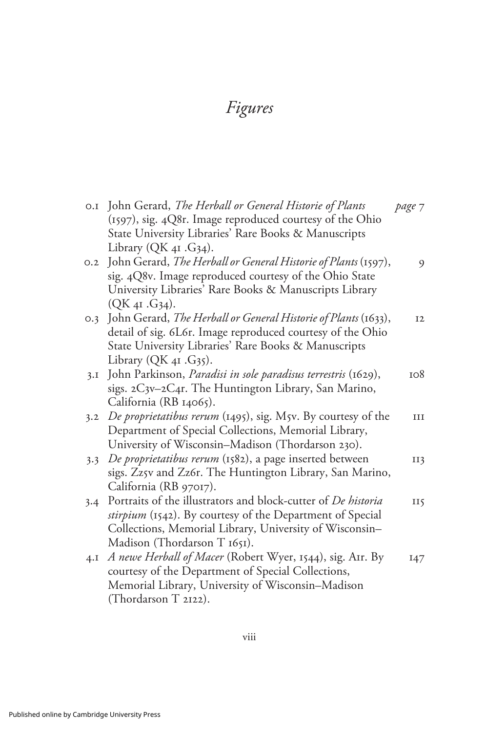# *Figures*

| | | |
|---|---|---|
| 0.1 | John Gerard, *The Herball or General Historie of Plants* (1597), sig. 4Q8r. Image reproduced courtesy of the Ohio State University Libraries' Rare Books & Manuscripts Library (QK 41 .G34). | *page* 7 |
| 0.2 | John Gerard, *The Herball or General Historie of Plants* (1597), sig. 4Q8v. Image reproduced courtesy of the Ohio State University Libraries' Rare Books & Manuscripts Library (QK 41 .G34). | 9 |
| 0.3 | John Gerard, *The Herball or General Historie of Plants* (1633), detail of sig. 6L6r. Image reproduced courtesy of the Ohio State University Libraries' Rare Books & Manuscripts Library (QK 41 .G35). | 12 |
| 3.1 | John Parkinson, *Paradisi in sole paradisus terrestris* (1629), sigs. 2C3v–2C4r. The Huntington Library, San Marino, California (RB 14065). | 108 |
| 3.2 | *De proprietatibus rerum* (1495), sig. M5v. By courtesy of the Department of Special Collections, Memorial Library, University of Wisconsin–Madison (Thordarson 230). | 111 |
| 3.3 | *De proprietatibus rerum* (1582), a page inserted between sigs. Zz5v and Zz6r. The Huntington Library, San Marino, California (RB 97017). | 113 |
| 3.4 | Portraits of the illustrators and block-cutter of *De historia stirpium* (1542). By courtesy of the Department of Special Collections, Memorial Library, University of Wisconsin–Madison (Thordarson T 1651). | 115 |
| 4.1 | *A newe Herball of Macer* (Robert Wyer, 1544), sig. A1r. By courtesy of the Department of Special Collections, Memorial Library, University of Wisconsin–Madison (Thordarson T 2122). | 147 |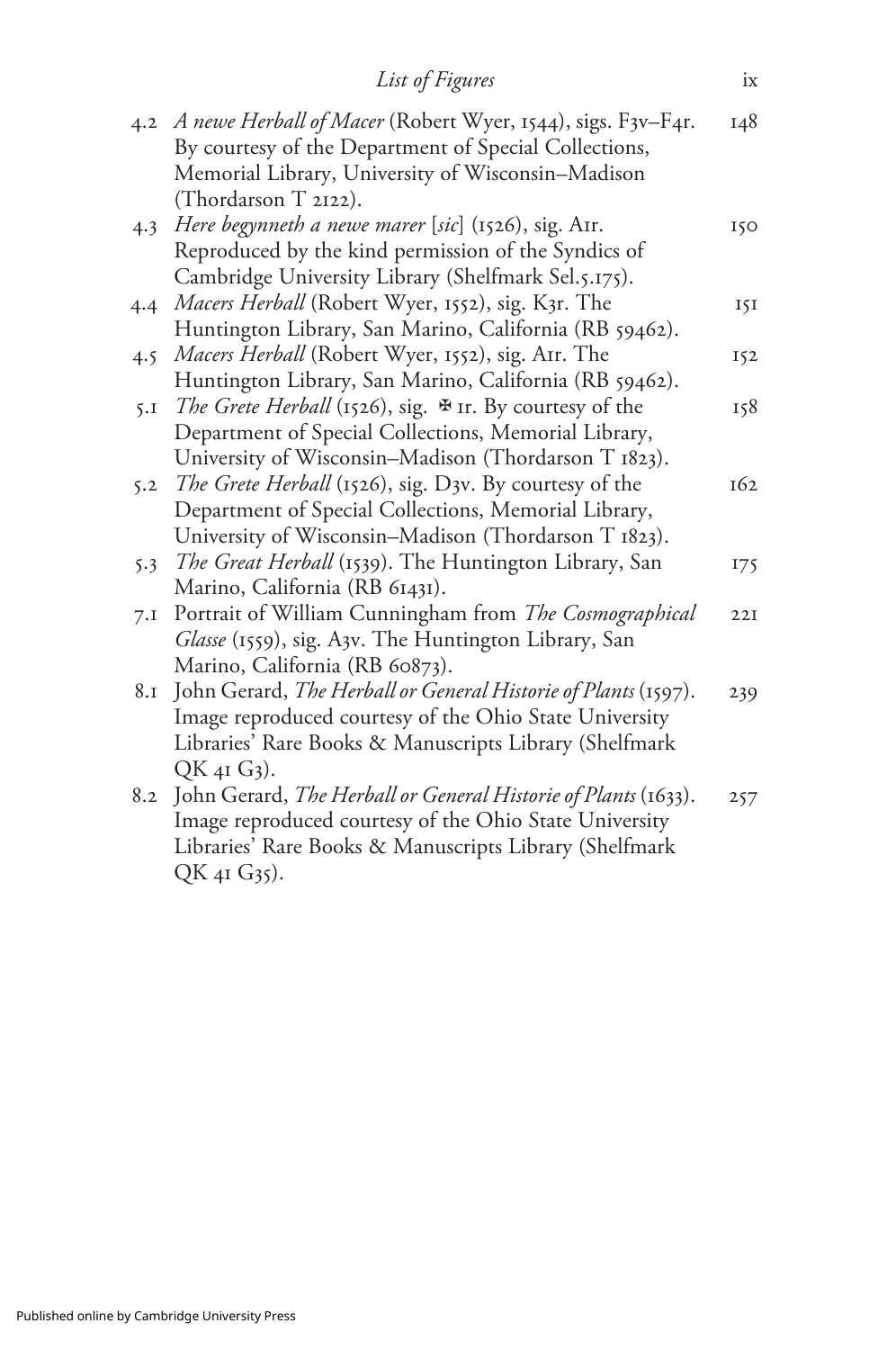4.2 *A newe Herball of Macer* (Robert Wyer, 1544), sigs. F3v–F4r. By courtesy of the Department of Special Collections, Memorial Library, University of Wisconsin–Madison (Thordarson T 2122). 148

4.3 *Here begynneth a newe marer* [*sic*] (1526), sig. A1r. Reproduced by the kind permission of the Syndics of Cambridge University Library (Shelfmark Sel.5.175). 150

4.4 *Macers Herball* (Robert Wyer, 1552), sig. K3r. The Huntington Library, San Marino, California (RB 59462). 151

4.5 *Macers Herball* (Robert Wyer, 1552), sig. A1r. The Huntington Library, San Marino, California (RB 59462). 152

5.1 *The Grete Herball* (1526), sig. ✠1r. By courtesy of the Department of Special Collections, Memorial Library, University of Wisconsin–Madison (Thordarson T 1823). 158

5.2 *The Grete Herball* (1526), sig. D3v. By courtesy of the Department of Special Collections, Memorial Library, University of Wisconsin–Madison (Thordarson T 1823). 162

5.3 *The Great Herball* (1539). The Huntington Library, San Marino, California (RB 61431). 175

7.1 Portrait of William Cunningham from *The Cosmographical Glasse* (1559), sig. A3v. The Huntington Library, San Marino, California (RB 60873). 221

8.1 John Gerard, *The Herball or General Historie of Plants* (1597). Image reproduced courtesy of the Ohio State University Libraries' Rare Books & Manuscripts Library (Shelfmark QK 41 G3). 239

8.2 John Gerard, *The Herball or General Historie of Plants* (1633). Image reproduced courtesy of the Ohio State University Libraries' Rare Books & Manuscripts Library (Shelfmark QK 41 G35). 257